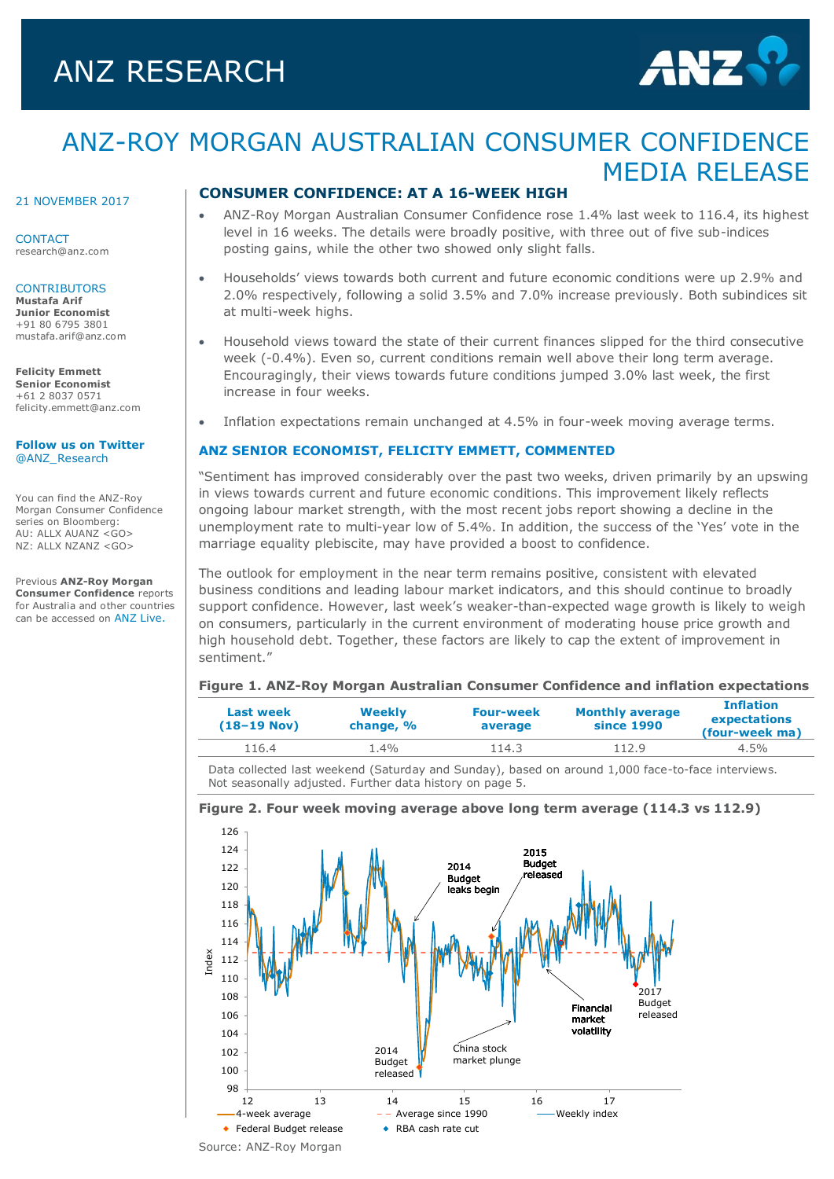# ANZ RESEARCH

# ANZ-ROY MORGAN AUSTRALIAN CONSUMER CONFIDENCE MEDIA RELEASE

21 NOVEMBER 2017

CONTACT
research@anz.com

CONTRIBUTORS
**Mustafa Arif**
**Junior Economist**
+91 80 6795 3801
mustafa.arif@anz.com

**Felicity Emmett**
**Senior Economist**
+61 2 8037 0571
felicity.emmett@anz.com

**Follow us on Twitter**
@ANZ_Research

You can find the ANZ-Roy Morgan Consumer Confidence series on Bloomberg:
AU: ALLX AUANZ <GO>
NZ: ALLX NZANZ <GO>

Previous **ANZ-Roy Morgan Consumer Confidence** reports for Australia and other countries can be accessed on ANZ Live.

## CONSUMER CONFIDENCE: AT A 16-WEEK HIGH

- ANZ-Roy Morgan Australian Consumer Confidence rose 1.4% last week to 116.4, its highest level in 16 weeks. The details were broadly positive, with three out of five sub-indices posting gains, while the other two showed only slight falls.
- Households' views towards both current and future economic conditions were up 2.9% and 2.0% respectively, following a solid 3.5% and 7.0% increase previously. Both subindices sit at multi-week highs.
- Household views toward the state of their current finances slipped for the third consecutive week (-0.4%). Even so, current conditions remain well above their long term average. Encouragingly, their views towards future conditions jumped 3.0% last week, the first increase in four weeks.
- Inflation expectations remain unchanged at 4.5% in four-week moving average terms.

## ANZ SENIOR ECONOMIST, FELICITY EMMETT, COMMENTED

"Sentiment has improved considerably over the past two weeks, driven primarily by an upswing in views towards current and future economic conditions. This improvement likely reflects ongoing labour market strength, with the most recent jobs report showing a decline in the unemployment rate to multi-year low of 5.4%. In addition, the success of the 'Yes' vote in the marriage equality plebiscite, may have provided a boost to confidence.

The outlook for employment in the near term remains positive, consistent with elevated business conditions and leading labour market indicators, and this should continue to broadly support confidence. However, last week's weaker-than-expected wage growth is likely to weigh on consumers, particularly in the current environment of moderating house price growth and high household debt. Together, these factors are likely to cap the extent of improvement in sentiment."

**Figure 1. ANZ-Roy Morgan Australian Consumer Confidence and inflation expectations**

| Last week (18–19 Nov) | Weekly change, % | Four-week average | Monthly average since 1990 | Inflation expectations (four-week ma) |
|---|---|---|---|---|
| 116.4 | 1.4% | 114.3 | 112.9 | 4.5% |

Data collected last weekend (Saturday and Sunday), based on around 1,000 face-to-face interviews. Not seasonally adjusted. Further data history on page 5.

**Figure 2. Four week moving average above long term average (114.3 vs 112.9)**

Source: ANZ-Roy Morgan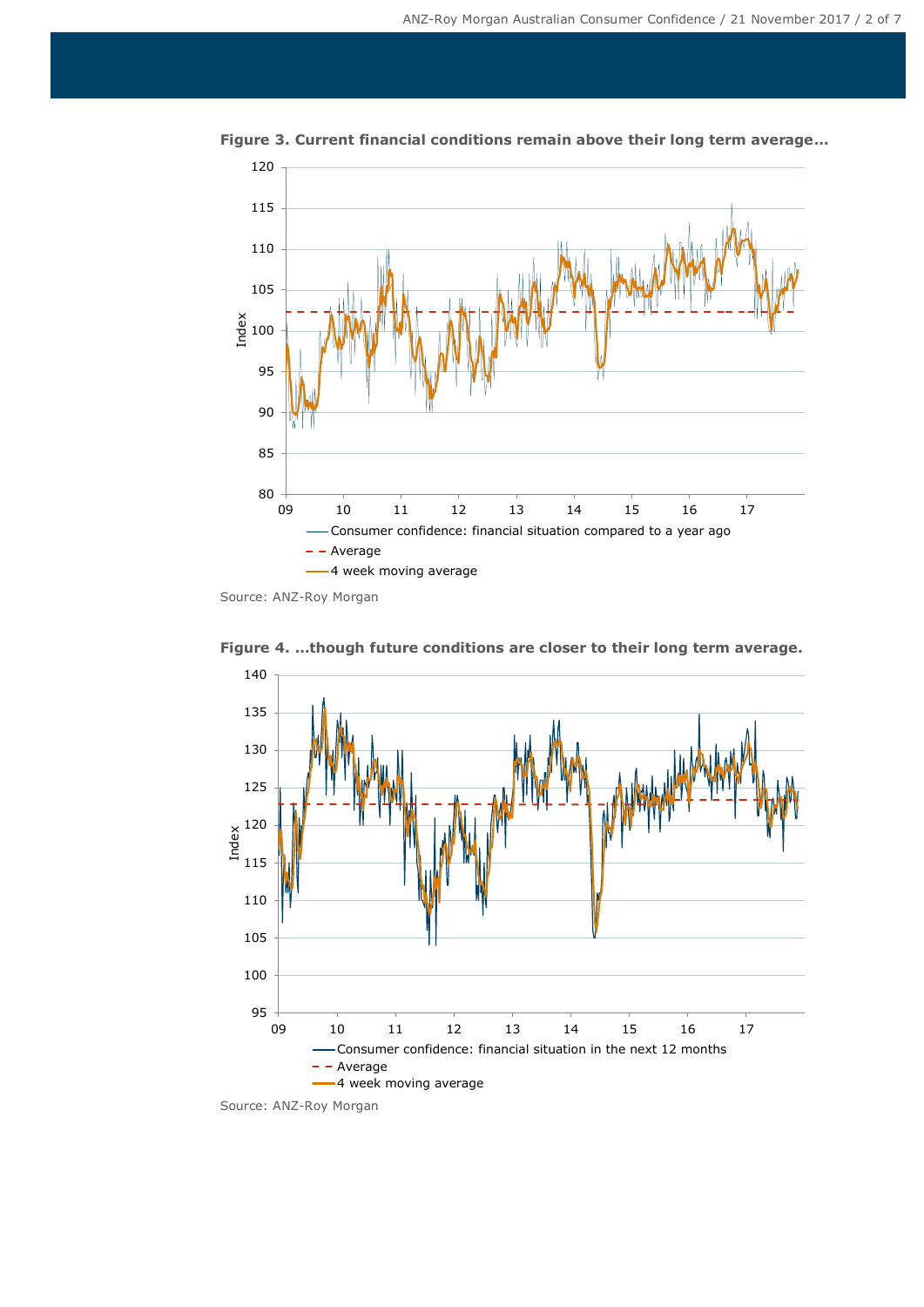**Figure 3. Current financial conditions remain above their long term average…**

Source: ANZ-Roy Morgan

**Figure 4. …though future conditions are closer to their long term average.**

Source: ANZ-Roy Morgan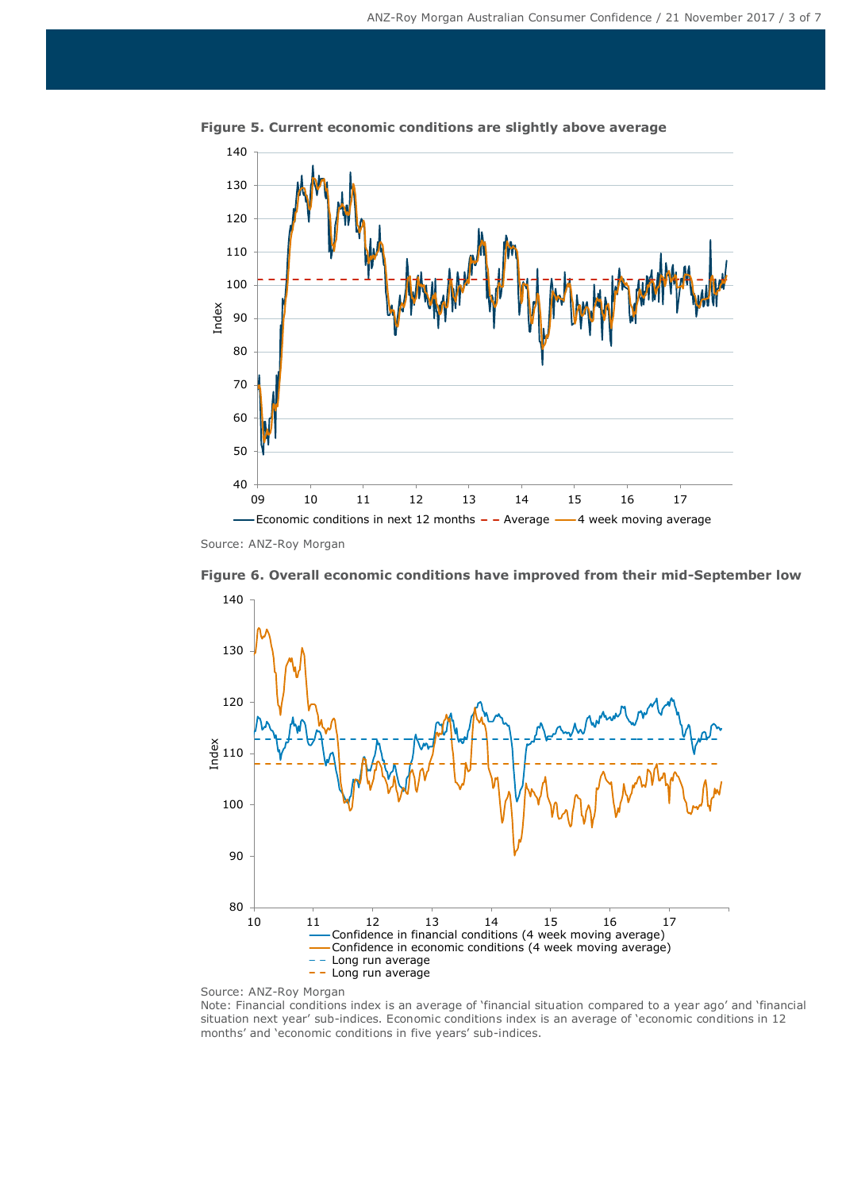**Figure 5. Current economic conditions are slightly above average**

Source: ANZ-Roy Morgan

**Figure 6. Overall economic conditions have improved from their mid-September low**

Source: ANZ-Roy Morgan

Note: Financial conditions index is an average of 'financial situation compared to a year ago' and 'financial situation next year' sub-indices. Economic conditions index is an average of 'economic conditions in 12 months' and 'economic conditions in five years' sub-indices.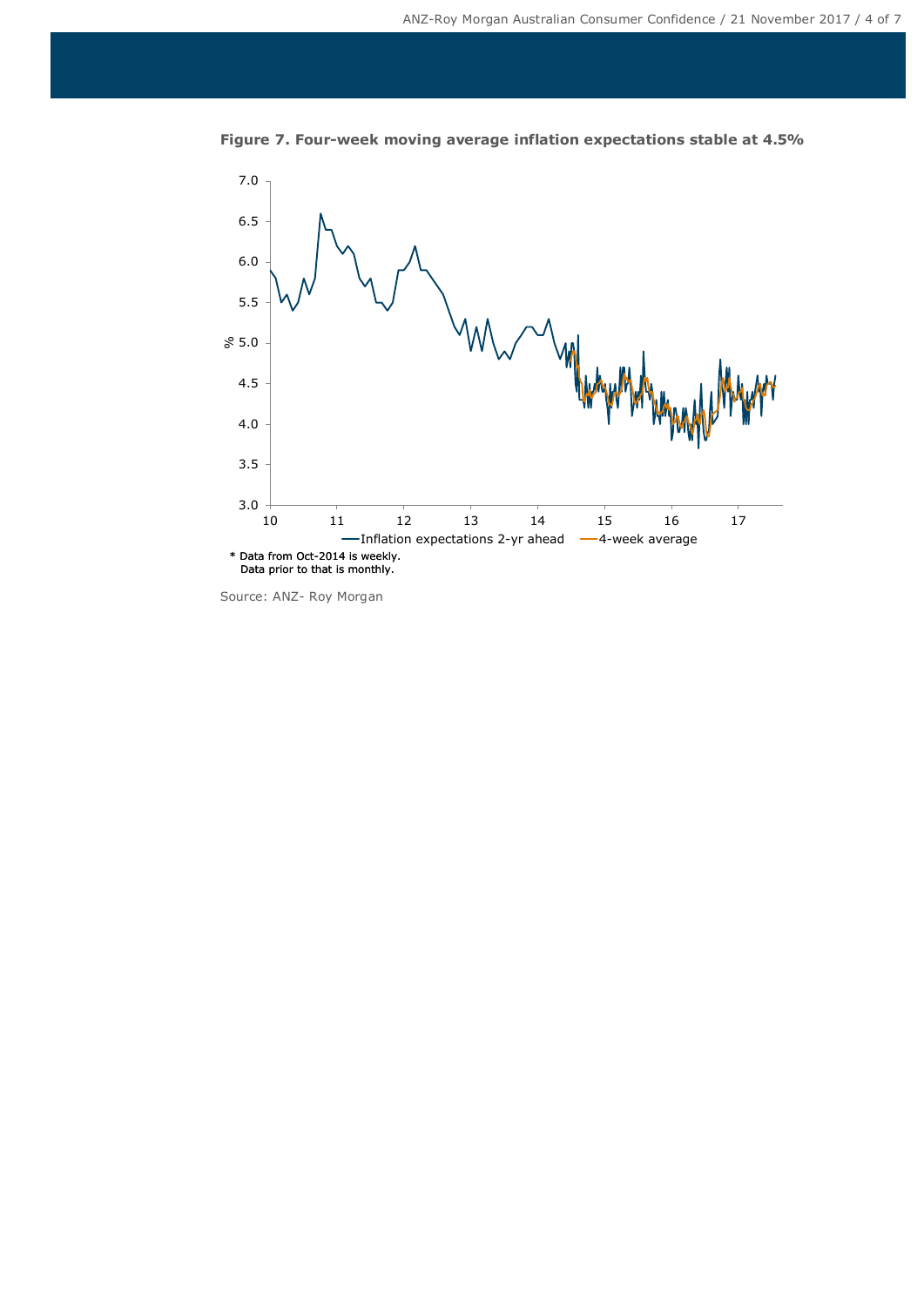**Figure 7. Four-week moving average inflation expectations stable at 4.5%**

—Inflation expectations 2-yr ahead —4-week average

\* Data from Oct-2014 is weekly.
Data prior to that is monthly.

Source: ANZ- Roy Morgan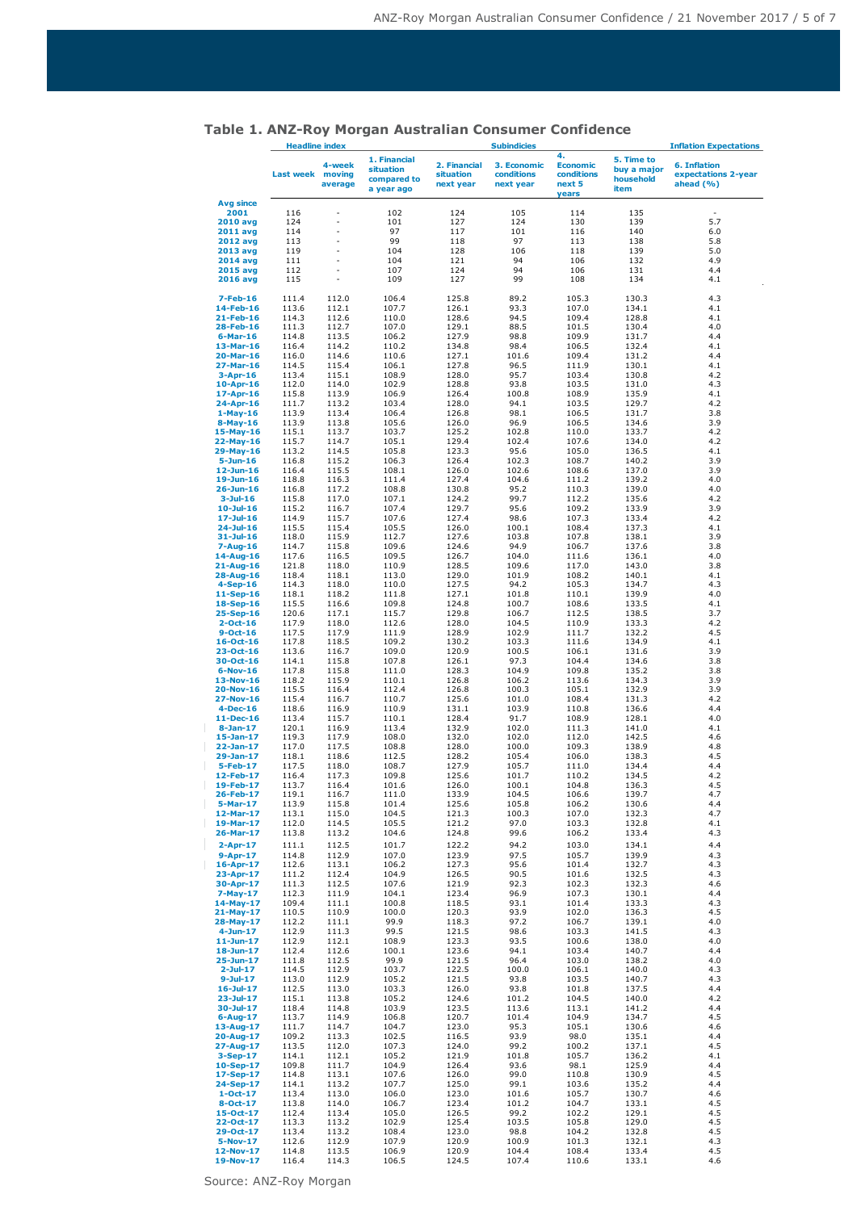## Table 1. ANZ-Roy Morgan Australian Consumer Confidence

| | Headline index | | Subindicies | | | | | Inflation Expectations |
|---|---|---|---|---|---|---|---|---|
| | Last week | 4-week moving average | 1. Financial situation compared to a year ago | 2. Financial situation next year | 3. Economic conditions next year | 4. Economic conditions next 5 years | 5. Time to buy a major household item | 6. Inflation expectations 2-year ahead (%) |
| Avg since 2001 | 116 | - | 102 | 124 | 105 | 114 | 135 | - |
| 2010 avg | 124 | - | 101 | 127 | 124 | 130 | 139 | 5.7 |
| 2011 avg | 114 | - | 97 | 117 | 101 | 116 | 140 | 6.0 |
| 2012 avg | 113 | - | 99 | 118 | 97 | 113 | 138 | 5.8 |
| 2013 avg | 119 | - | 104 | 128 | 106 | 118 | 139 | 5.0 |
| 2014 avg | 111 | - | 104 | 121 | 94 | 106 | 132 | 4.9 |
| 2015 avg | 112 | - | 107 | 124 | 94 | 106 | 131 | 4.4 |
| 2016 avg | 115 | - | 109 | 127 | 99 | 108 | 134 | 4.1 |
| 7-Feb-16 | 111.4 | 112.0 | 106.4 | 125.8 | 89.2 | 105.3 | 130.3 | 4.3 |
| 14-Feb-16 | 113.6 | 112.1 | 107.7 | 126.1 | 93.3 | 107.0 | 134.1 | 4.1 |
| 21-Feb-16 | 114.3 | 112.6 | 110.0 | 128.6 | 94.5 | 109.4 | 128.8 | 4.1 |
| 28-Feb-16 | 111.3 | 112.7 | 107.0 | 129.1 | 88.5 | 101.5 | 130.4 | 4.0 |
| 6-Mar-16 | 114.8 | 113.5 | 106.2 | 127.9 | 98.8 | 109.9 | 131.7 | 4.4 |
| 13-Mar-16 | 116.4 | 114.2 | 110.2 | 134.8 | 98.4 | 106.5 | 132.4 | 4.1 |
| 20-Mar-16 | 116.0 | 114.6 | 110.6 | 127.1 | 101.6 | 109.4 | 131.2 | 4.4 |
| 27-Mar-16 | 114.5 | 115.4 | 106.1 | 127.8 | 96.5 | 111.9 | 130.1 | 4.1 |
| 3-Apr-16 | 113.4 | 115.1 | 108.9 | 128.0 | 95.7 | 103.4 | 130.8 | 4.2 |
| 10-Apr-16 | 112.0 | 114.0 | 102.9 | 128.8 | 93.8 | 103.5 | 131.0 | 4.3 |
| 17-Apr-16 | 115.8 | 113.9 | 106.9 | 126.4 | 100.8 | 108.9 | 135.9 | 4.1 |
| 24-Apr-16 | 111.7 | 113.2 | 103.4 | 128.0 | 94.1 | 103.5 | 129.7 | 4.2 |
| 1-May-16 | 113.9 | 113.4 | 106.4 | 126.8 | 98.1 | 106.5 | 131.7 | 3.8 |
| 8-May-16 | 113.9 | 113.8 | 105.6 | 126.0 | 96.9 | 106.5 | 134.6 | 3.9 |
| 15-May-16 | 115.1 | 113.7 | 103.7 | 125.2 | 102.8 | 110.0 | 133.7 | 4.2 |
| 22-May-16 | 115.7 | 114.7 | 105.1 | 129.4 | 102.4 | 107.6 | 134.0 | 4.2 |
| 29-May-16 | 113.2 | 114.5 | 105.8 | 123.3 | 95.6 | 105.0 | 136.5 | 4.1 |
| 5-Jun-16 | 116.8 | 115.2 | 106.3 | 126.4 | 102.3 | 108.7 | 140.2 | 3.9 |
| 12-Jun-16 | 116.4 | 115.5 | 108.1 | 126.0 | 102.6 | 108.6 | 137.0 | 3.9 |
| 19-Jun-16 | 118.8 | 116.3 | 111.4 | 127.4 | 104.6 | 111.2 | 139.2 | 4.0 |
| 26-Jun-16 | 116.8 | 117.2 | 108.8 | 130.8 | 95.2 | 110.3 | 139.0 | 4.0 |
| 3-Jul-16 | 115.8 | 117.0 | 107.1 | 124.2 | 99.7 | 112.2 | 135.6 | 4.2 |
| 10-Jul-16 | 115.2 | 116.7 | 107.4 | 129.7 | 95.6 | 109.2 | 133.9 | 3.9 |
| 17-Jul-16 | 114.9 | 115.7 | 107.6 | 127.4 | 98.6 | 107.3 | 133.4 | 4.2 |
| 24-Jul-16 | 115.5 | 115.4 | 105.5 | 126.0 | 100.1 | 108.4 | 137.3 | 4.1 |
| 31-Jul-16 | 118.0 | 115.9 | 112.7 | 127.6 | 103.8 | 107.8 | 138.1 | 3.9 |
| 7-Aug-16 | 114.7 | 115.8 | 109.6 | 124.6 | 94.9 | 106.7 | 137.6 | 3.8 |
| 14-Aug-16 | 117.6 | 116.5 | 109.5 | 126.7 | 104.0 | 111.6 | 136.1 | 4.0 |
| 21-Aug-16 | 121.8 | 118.0 | 110.9 | 128.5 | 109.6 | 117.0 | 143.0 | 3.8 |
| 28-Aug-16 | 118.4 | 118.1 | 113.0 | 129.0 | 101.9 | 108.2 | 140.1 | 4.1 |
| 4-Sep-16 | 114.3 | 118.0 | 110.0 | 127.5 | 94.2 | 105.3 | 134.7 | 4.3 |
| 11-Sep-16 | 118.1 | 118.2 | 111.8 | 127.1 | 101.8 | 110.1 | 139.9 | 4.0 |
| 18-Sep-16 | 115.5 | 116.6 | 109.8 | 124.8 | 100.7 | 108.6 | 133.5 | 4.1 |
| 25-Sep-16 | 120.6 | 117.1 | 115.7 | 129.8 | 106.7 | 112.5 | 138.5 | 3.7 |
| 2-Oct-16 | 117.9 | 118.0 | 112.6 | 128.0 | 104.5 | 110.9 | 133.3 | 4.2 |
| 9-Oct-16 | 117.5 | 117.9 | 111.9 | 128.9 | 102.9 | 111.7 | 132.2 | 4.5 |
| 16-Oct-16 | 117.8 | 118.5 | 109.2 | 130.2 | 103.3 | 111.6 | 134.9 | 4.1 |
| 23-Oct-16 | 113.6 | 116.7 | 109.0 | 120.9 | 100.5 | 106.1 | 131.6 | 3.9 |
| 30-Oct-16 | 114.1 | 115.8 | 107.8 | 126.1 | 97.3 | 104.4 | 134.6 | 3.8 |
| 6-Nov-16 | 117.8 | 115.8 | 111.0 | 128.3 | 104.9 | 109.8 | 135.2 | 3.8 |
| 13-Nov-16 | 118.2 | 115.9 | 110.1 | 126.8 | 106.2 | 113.6 | 134.3 | 3.9 |
| 20-Nov-16 | 115.5 | 116.4 | 112.4 | 126.8 | 100.3 | 105.1 | 132.9 | 3.9 |
| 27-Nov-16 | 115.4 | 116.7 | 110.7 | 125.6 | 101.0 | 108.4 | 131.3 | 4.2 |
| 4-Dec-16 | 118.6 | 116.9 | 110.9 | 131.1 | 103.9 | 110.8 | 136.6 | 4.4 |
| 11-Dec-16 | 113.4 | 115.7 | 110.1 | 128.4 | 91.7 | 108.9 | 128.1 | 4.0 |
| 8-Jan-17 | 120.1 | 116.9 | 113.4 | 132.9 | 102.0 | 111.3 | 141.0 | 4.1 |
| 15-Jan-17 | 119.3 | 117.9 | 108.0 | 132.0 | 102.0 | 112.0 | 142.5 | 4.6 |
| 22-Jan-17 | 117.0 | 117.5 | 108.8 | 128.0 | 100.0 | 109.3 | 138.9 | 4.8 |
| 29-Jan-17 | 118.1 | 118.6 | 112.5 | 128.2 | 105.4 | 106.0 | 138.3 | 4.5 |
| 5-Feb-17 | 117.5 | 118.0 | 108.7 | 127.9 | 105.7 | 111.0 | 134.4 | 4.4 |
| 12-Feb-17 | 116.4 | 117.3 | 109.8 | 125.6 | 101.7 | 110.2 | 134.5 | 4.2 |
| 19-Feb-17 | 113.7 | 116.4 | 101.6 | 126.0 | 100.1 | 104.8 | 136.3 | 4.5 |
| 26-Feb-17 | 119.1 | 116.7 | 111.0 | 133.9 | 104.5 | 106.6 | 139.7 | 4.7 |
| 5-Mar-17 | 113.9 | 115.8 | 101.4 | 125.6 | 105.8 | 106.2 | 130.6 | 4.4 |
| 12-Mar-17 | 113.1 | 115.0 | 104.5 | 121.3 | 100.3 | 107.0 | 132.3 | 4.7 |
| 19-Mar-17 | 112.0 | 114.5 | 105.5 | 121.2 | 97.0 | 103.3 | 132.8 | 4.1 |
| 26-Mar-17 | 113.8 | 113.2 | 104.6 | 124.8 | 99.6 | 106.2 | 133.4 | 4.3 |
| 2-Apr-17 | 111.1 | 112.5 | 101.7 | 122.2 | 94.2 | 103.0 | 134.1 | 4.4 |
| 9-Apr-17 | 114.8 | 112.9 | 107.0 | 123.9 | 97.5 | 105.7 | 139.9 | 4.3 |
| 16-Apr-17 | 112.6 | 113.1 | 106.2 | 127.3 | 95.6 | 101.4 | 132.7 | 4.3 |
| 23-Apr-17 | 111.2 | 112.4 | 104.9 | 126.5 | 90.5 | 101.6 | 132.5 | 4.3 |
| 30-Apr-17 | 111.3 | 112.5 | 107.6 | 121.9 | 92.3 | 102.3 | 132.3 | 4.6 |
| 7-May-17 | 112.3 | 111.9 | 104.1 | 123.4 | 96.9 | 107.3 | 130.1 | 4.4 |
| 14-May-17 | 109.4 | 111.1 | 100.8 | 118.5 | 93.1 | 101.4 | 133.3 | 4.3 |
| 21-May-17 | 110.5 | 110.9 | 100.0 | 120.3 | 93.9 | 102.0 | 136.3 | 4.5 |
| 28-May-17 | 112.2 | 111.1 | 99.9 | 118.3 | 97.2 | 106.7 | 139.1 | 4.0 |
| 4-Jun-17 | 112.9 | 111.3 | 99.5 | 121.5 | 98.6 | 103.3 | 141.5 | 4.3 |
| 11-Jun-17 | 112.9 | 112.1 | 108.9 | 123.3 | 93.5 | 100.6 | 138.0 | 4.0 |
| 18-Jun-17 | 112.4 | 112.6 | 100.1 | 123.6 | 94.1 | 103.4 | 140.7 | 4.4 |
| 25-Jun-17 | 111.8 | 112.5 | 99.9 | 121.5 | 96.4 | 103.0 | 138.2 | 4.0 |
| 2-Jul-17 | 114.5 | 112.9 | 103.7 | 122.5 | 100.0 | 106.1 | 140.0 | 4.3 |
| 9-Jul-17 | 113.0 | 112.9 | 105.2 | 121.5 | 93.8 | 103.5 | 140.7 | 4.3 |
| 16-Jul-17 | 112.5 | 113.0 | 103.3 | 126.0 | 93.8 | 101.8 | 137.5 | 4.4 |
| 23-Jul-17 | 115.1 | 113.8 | 105.2 | 124.6 | 101.2 | 104.5 | 140.0 | 4.2 |
| 30-Jul-17 | 118.4 | 114.8 | 103.9 | 123.5 | 113.6 | 113.1 | 141.2 | 4.4 |
| 6-Aug-17 | 113.7 | 114.9 | 106.8 | 120.7 | 101.4 | 104.9 | 134.7 | 4.5 |
| 13-Aug-17 | 111.7 | 114.7 | 104.7 | 123.0 | 95.3 | 105.1 | 130.6 | 4.6 |
| 20-Aug-17 | 109.2 | 113.3 | 102.5 | 116.5 | 93.9 | 98.0 | 135.1 | 4.4 |
| 27-Aug-17 | 113.5 | 112.0 | 107.3 | 124.0 | 99.2 | 100.2 | 137.1 | 4.5 |
| 3-Sep-17 | 114.1 | 112.1 | 105.2 | 121.9 | 101.8 | 105.7 | 136.2 | 4.1 |
| 10-Sep-17 | 109.8 | 111.7 | 104.9 | 126.4 | 93.6 | 98.1 | 125.9 | 4.4 |
| 17-Sep-17 | 114.8 | 113.1 | 107.6 | 126.0 | 99.0 | 110.8 | 130.9 | 4.5 |
| 24-Sep-17 | 114.1 | 113.2 | 107.7 | 125.0 | 99.1 | 103.6 | 135.2 | 4.4 |
| 1-Oct-17 | 113.4 | 113.0 | 106.0 | 123.0 | 101.6 | 105.7 | 130.7 | 4.6 |
| 8-Oct-17 | 113.8 | 114.0 | 106.7 | 123.4 | 101.2 | 104.7 | 133.1 | 4.5 |
| 15-Oct-17 | 112.4 | 113.4 | 105.0 | 126.5 | 99.2 | 102.2 | 129.1 | 4.5 |
| 22-Oct-17 | 113.3 | 113.2 | 102.9 | 125.4 | 103.5 | 105.8 | 129.0 | 4.5 |
| 29-Oct-17 | 113.4 | 113.2 | 108.4 | 123.0 | 98.8 | 104.2 | 132.8 | 4.5 |
| 5-Nov-17 | 112.6 | 112.9 | 107.9 | 120.9 | 100.9 | 101.3 | 132.1 | 4.3 |
| 12-Nov-17 | 114.8 | 113.5 | 106.9 | 120.9 | 104.4 | 108.4 | 133.4 | 4.5 |
| 19-Nov-17 | 116.4 | 114.3 | 106.5 | 124.5 | 107.4 | 110.6 | 133.1 | 4.6 |

Source: ANZ-Roy Morgan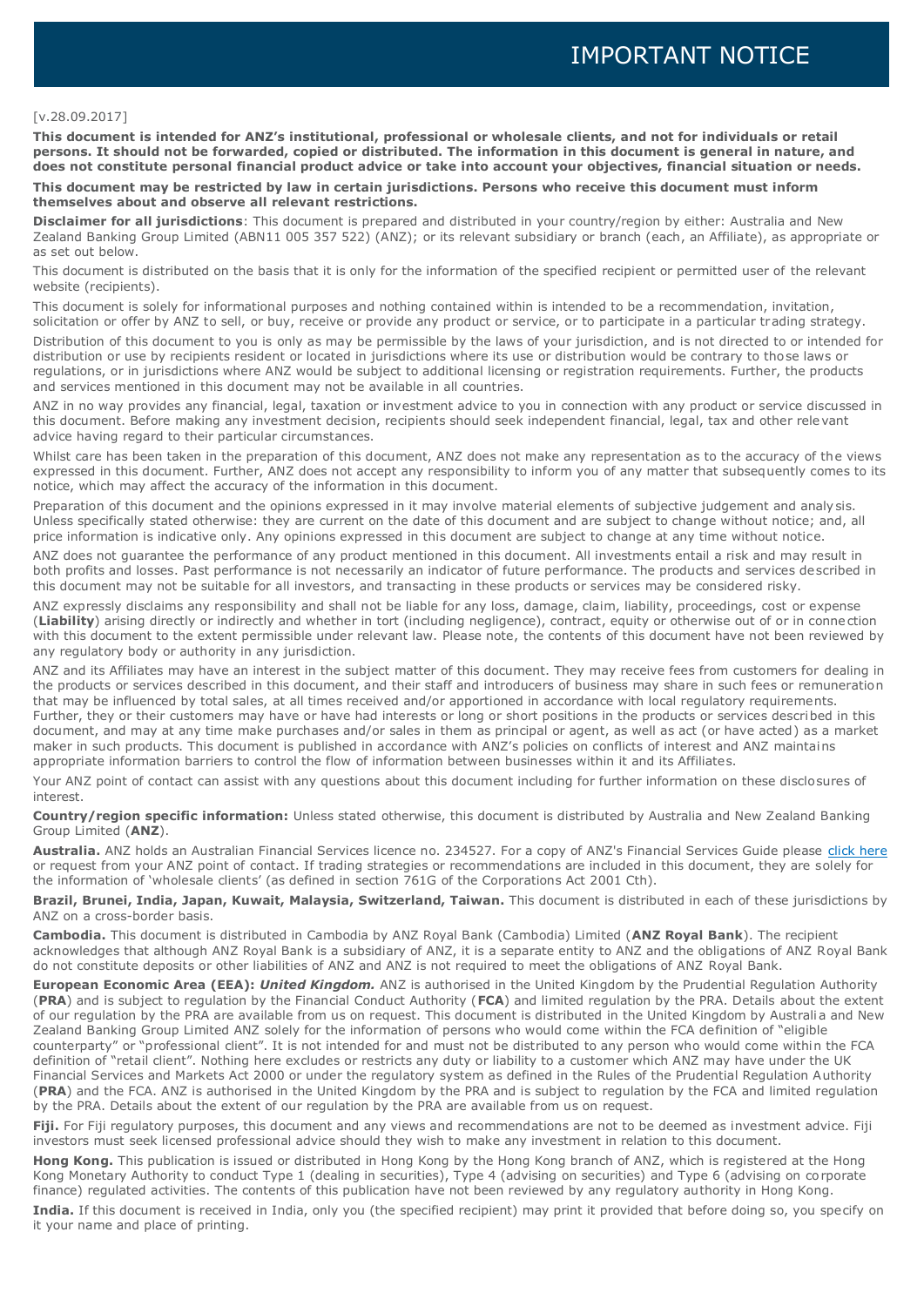# IMPORTANT NOTICE

[v.28.09.2017]

**This document is intended for ANZ's institutional, professional or wholesale clients, and not for individuals or retail persons. It should not be forwarded, copied or distributed. The information in this document is general in nature, and does not constitute personal financial product advice or take into account your objectives, financial situation or needs.**

**This document may be restricted by law in certain jurisdictions. Persons who receive this document must inform themselves about and observe all relevant restrictions.**

**Disclaimer for all jurisdictions**: This document is prepared and distributed in your country/region by either: Australia and New Zealand Banking Group Limited (ABN11 005 357 522) (ANZ); or its relevant subsidiary or branch (each, an Affiliate), as appropriate or as set out below.

This document is distributed on the basis that it is only for the information of the specified recipient or permitted user of the relevant website (recipients).

This document is solely for informational purposes and nothing contained within is intended to be a recommendation, invitation, solicitation or offer by ANZ to sell, or buy, receive or provide any product or service, or to participate in a particular trading strategy.

Distribution of this document to you is only as may be permissible by the laws of your jurisdiction, and is not directed to or intended for distribution or use by recipients resident or located in jurisdictions where its use or distribution would be contrary to those laws or regulations, or in jurisdictions where ANZ would be subject to additional licensing or registration requirements. Further, the products and services mentioned in this document may not be available in all countries.

ANZ in no way provides any financial, legal, taxation or investment advice to you in connection with any product or service discussed in this document. Before making any investment decision, recipients should seek independent financial, legal, tax and other relevant advice having regard to their particular circumstances.

Whilst care has been taken in the preparation of this document, ANZ does not make any representation as to the accuracy of the views expressed in this document. Further, ANZ does not accept any responsibility to inform you of any matter that subsequently comes to its notice, which may affect the accuracy of the information in this document.

Preparation of this document and the opinions expressed in it may involve material elements of subjective judgement and analysis. Unless specifically stated otherwise: they are current on the date of this document and are subject to change without notice; and, all price information is indicative only. Any opinions expressed in this document are subject to change at any time without notice.

ANZ does not guarantee the performance of any product mentioned in this document. All investments entail a risk and may result in both profits and losses. Past performance is not necessarily an indicator of future performance. The products and services described in this document may not be suitable for all investors, and transacting in these products or services may be considered risky.

ANZ expressly disclaims any responsibility and shall not be liable for any loss, damage, claim, liability, proceedings, cost or expense (**Liability**) arising directly or indirectly and whether in tort (including negligence), contract, equity or otherwise out of or in connection with this document to the extent permissible under relevant law. Please note, the contents of this document have not been reviewed by any regulatory body or authority in any jurisdiction.

ANZ and its Affiliates may have an interest in the subject matter of this document. They may receive fees from customers for dealing in the products or services described in this document, and their staff and introducers of business may share in such fees or remuneration that may be influenced by total sales, at all times received and/or apportioned in accordance with local regulatory requirements. Further, they or their customers may have or have had interests or long or short positions in the products or services described in this document, and may at any time make purchases and/or sales in them as principal or agent, as well as act (or have acted) as a market maker in such products. This document is published in accordance with ANZ's policies on conflicts of interest and ANZ maintains appropriate information barriers to control the flow of information between businesses within it and its Affiliates.

Your ANZ point of contact can assist with any questions about this document including for further information on these disclosures of interest.

**Country/region specific information:** Unless stated otherwise, this document is distributed by Australia and New Zealand Banking Group Limited (**ANZ**).

**Australia.** ANZ holds an Australian Financial Services licence no. 234527. For a copy of ANZ's Financial Services Guide please click here or request from your ANZ point of contact. If trading strategies or recommendations are included in this document, they are solely for the information of 'wholesale clients' (as defined in section 761G of the Corporations Act 2001 Cth).

**Brazil, Brunei, India, Japan, Kuwait, Malaysia, Switzerland, Taiwan.** This document is distributed in each of these jurisdictions by ANZ on a cross-border basis.

**Cambodia.** This document is distributed in Cambodia by ANZ Royal Bank (Cambodia) Limited (**ANZ Royal Bank**). The recipient acknowledges that although ANZ Royal Bank is a subsidiary of ANZ, it is a separate entity to ANZ and the obligations of ANZ Royal Bank do not constitute deposits or other liabilities of ANZ and ANZ is not required to meet the obligations of ANZ Royal Bank.

**European Economic Area (EEA):** ***United Kingdom.*** ANZ is authorised in the United Kingdom by the Prudential Regulation Authority (**PRA**) and is subject to regulation by the Financial Conduct Authority (**FCA**) and limited regulation by the PRA. Details about the extent of our regulation by the PRA are available from us on request. This document is distributed in the United Kingdom by Australia and New Zealand Banking Group Limited ANZ solely for the information of persons who would come within the FCA definition of "eligible counterparty" or "professional client". It is not intended for and must not be distributed to any person who would come within the FCA definition of "retail client". Nothing here excludes or restricts any duty or liability to a customer which ANZ may have under the UK Financial Services and Markets Act 2000 or under the regulatory system as defined in the Rules of the Prudential Regulation Authority (**PRA**) and the FCA. ANZ is authorised in the United Kingdom by the PRA and is subject to regulation by the FCA and limited regulation by the PRA. Details about the extent of our regulation by the PRA are available from us on request.

**Fiji.** For Fiji regulatory purposes, this document and any views and recommendations are not to be deemed as investment advice. Fiji investors must seek licensed professional advice should they wish to make any investment in relation to this document.

**Hong Kong.** This publication is issued or distributed in Hong Kong by the Hong Kong branch of ANZ, which is registered at the Hong Kong Monetary Authority to conduct Type 1 (dealing in securities), Type 4 (advising on securities) and Type 6 (advising on corporate finance) regulated activities. The contents of this publication have not been reviewed by any regulatory authority in Hong Kong.

**India.** If this document is received in India, only you (the specified recipient) may print it provided that before doing so, you specify on it your name and place of printing.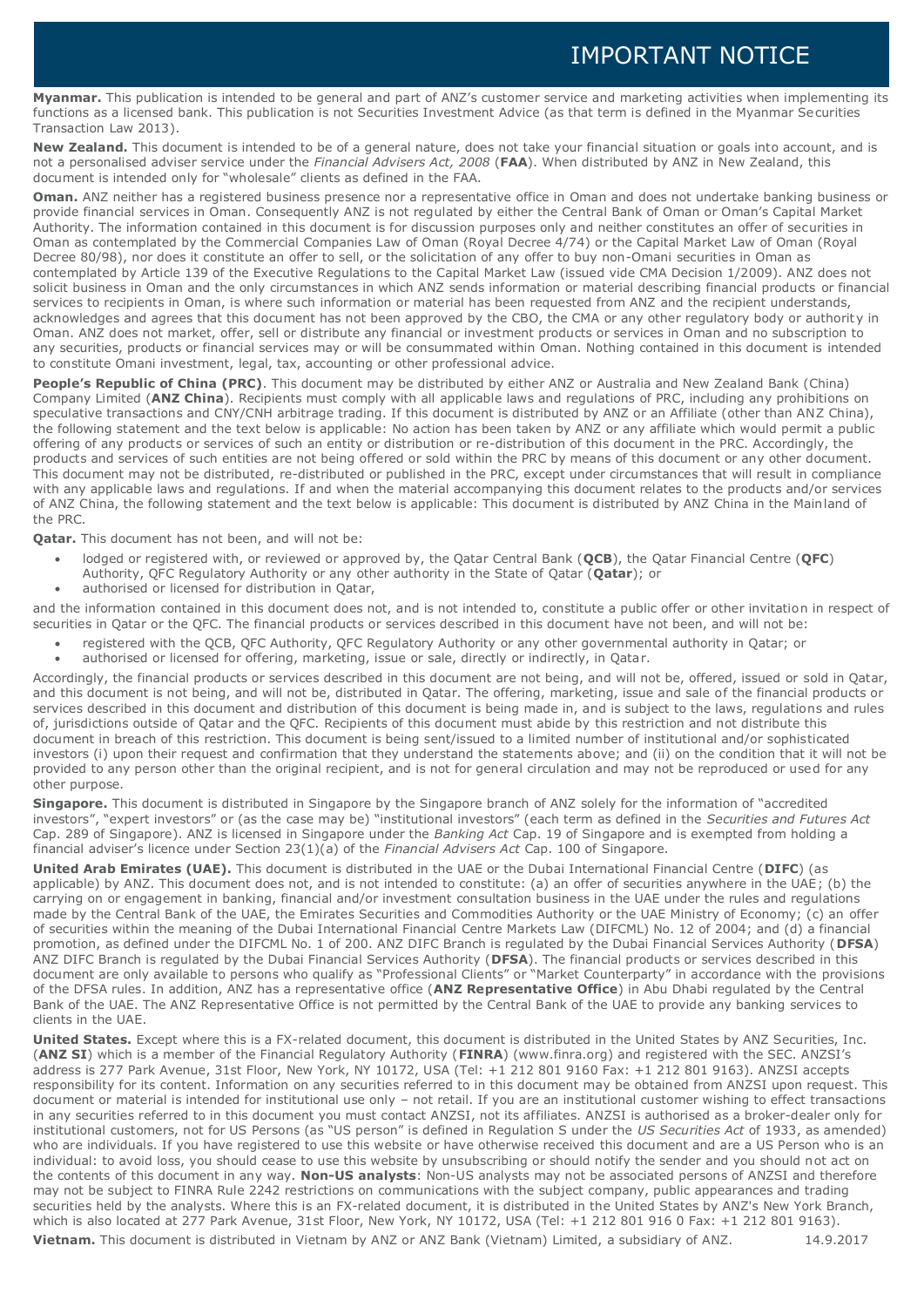# IMPORTANT NOTICE

**Myanmar.** This publication is intended to be general and part of ANZ's customer service and marketing activities when implementing its functions as a licensed bank. This publication is not Securities Investment Advice (as that term is defined in the Myanmar Securities Transaction Law 2013).

**New Zealand.** This document is intended to be of a general nature, does not take your financial situation or goals into account, and is not a personalised adviser service under the *Financial Advisers Act, 2008* (**FAA**). When distributed by ANZ in New Zealand, this document is intended only for "wholesale" clients as defined in the FAA.

**Oman.** ANZ neither has a registered business presence nor a representative office in Oman and does not undertake banking business or provide financial services in Oman. Consequently ANZ is not regulated by either the Central Bank of Oman or Oman's Capital Market Authority. The information contained in this document is for discussion purposes only and neither constitutes an offer of securities in Oman as contemplated by the Commercial Companies Law of Oman (Royal Decree 4/74) or the Capital Market Law of Oman (Royal Decree 80/98), nor does it constitute an offer to sell, or the solicitation of any offer to buy non-Omani securities in Oman as contemplated by Article 139 of the Executive Regulations to the Capital Market Law (issued vide CMA Decision 1/2009). ANZ does not solicit business in Oman and the only circumstances in which ANZ sends information or material describing financial products or financial services to recipients in Oman, is where such information or material has been requested from ANZ and the recipient understands, acknowledges and agrees that this document has not been approved by the CBO, the CMA or any other regulatory body or authority in Oman. ANZ does not market, offer, sell or distribute any financial or investment products or services in Oman and no subscription to any securities, products or financial services may or will be consummated within Oman. Nothing contained in this document is intended to constitute Omani investment, legal, tax, accounting or other professional advice.

**People's Republic of China (PRC)**. This document may be distributed by either ANZ or Australia and New Zealand Bank (China) Company Limited (**ANZ China**). Recipients must comply with all applicable laws and regulations of PRC, including any prohibitions on speculative transactions and CNY/CNH arbitrage trading. If this document is distributed by ANZ or an Affiliate (other than ANZ China), the following statement and the text below is applicable: No action has been taken by ANZ or any affiliate which would permit a public offering of any products or services of such an entity or distribution or re-distribution of this document in the PRC. Accordingly, the products and services of such entities are not being offered or sold within the PRC by means of this document or any other document. This document may not be distributed, re-distributed or published in the PRC, except under circumstances that will result in compliance with any applicable laws and regulations. If and when the material accompanying this document relates to the products and/or services of ANZ China, the following statement and the text below is applicable: This document is distributed by ANZ China in the Mainland of the PRC.

**Qatar.** This document has not been, and will not be:

- lodged or registered with, or reviewed or approved by, the Qatar Central Bank (**QCB**), the Qatar Financial Centre (**QFC**) Authority, QFC Regulatory Authority or any other authority in the State of Qatar (**Qatar**); or
- authorised or licensed for distribution in Qatar,

and the information contained in this document does not, and is not intended to, constitute a public offer or other invitation in respect of securities in Qatar or the QFC. The financial products or services described in this document have not been, and will not be:

- registered with the QCB, QFC Authority, QFC Regulatory Authority or any other governmental authority in Qatar; or
- authorised or licensed for offering, marketing, issue or sale, directly or indirectly, in Qatar.

Accordingly, the financial products or services described in this document are not being, and will not be, offered, issued or sold in Qatar, and this document is not being, and will not be, distributed in Qatar. The offering, marketing, issue and sale of the financial products or services described in this document and distribution of this document is being made in, and is subject to the laws, regulations and rules of, jurisdictions outside of Qatar and the QFC. Recipients of this document must abide by this restriction and not distribute this document in breach of this restriction. This document is being sent/issued to a limited number of institutional and/or sophisticated investors (i) upon their request and confirmation that they understand the statements above; and (ii) on the condition that it will not be provided to any person other than the original recipient, and is not for general circulation and may not be reproduced or used for any other purpose.

**Singapore.** This document is distributed in Singapore by the Singapore branch of ANZ solely for the information of "accredited investors", "expert investors" or (as the case may be) "institutional investors" (each term as defined in the *Securities and Futures Act* Cap. 289 of Singapore). ANZ is licensed in Singapore under the *Banking Act* Cap. 19 of Singapore and is exempted from holding a financial adviser's licence under Section 23(1)(a) of the *Financial Advisers Act* Cap. 100 of Singapore.

**United Arab Emirates (UAE).** This document is distributed in the UAE or the Dubai International Financial Centre (**DIFC**) (as applicable) by ANZ. This document does not, and is not intended to constitute: (a) an offer of securities anywhere in the UAE; (b) the carrying on or engagement in banking, financial and/or investment consultation business in the UAE under the rules and regulations made by the Central Bank of the UAE, the Emirates Securities and Commodities Authority or the UAE Ministry of Economy; (c) an offer of securities within the meaning of the Dubai International Financial Centre Markets Law (DIFCML) No. 12 of 2004; and (d) a financial promotion, as defined under the DIFCML No. 1 of 200. ANZ DIFC Branch is regulated by the Dubai Financial Services Authority (**DFSA**) ANZ DIFC Branch is regulated by the Dubai Financial Services Authority (**DFSA**). The financial products or services described in this document are only available to persons who qualify as "Professional Clients" or "Market Counterparty" in accordance with the provisions of the DFSA rules. In addition, ANZ has a representative office (**ANZ Representative Office**) in Abu Dhabi regulated by the Central Bank of the UAE. The ANZ Representative Office is not permitted by the Central Bank of the UAE to provide any banking services to clients in the UAE.

**United States.** Except where this is a FX-related document, this document is distributed in the United States by ANZ Securities, Inc. (**ANZ SI**) which is a member of the Financial Regulatory Authority (**FINRA**) (www.finra.org) and registered with the SEC. ANZSI's address is 277 Park Avenue, 31st Floor, New York, NY 10172, USA (Tel: +1 212 801 9160 Fax: +1 212 801 9163). ANZSI accepts responsibility for its content. Information on any securities referred to in this document may be obtained from ANZSI upon request. This document or material is intended for institutional use only – not retail. If you are an institutional customer wishing to effect transactions in any securities referred to in this document you must contact ANZSI, not its affiliates. ANZSI is authorised as a broker-dealer only for institutional customers, not for US Persons (as "US person" is defined in Regulation S under the *US Securities Act* of 1933, as amended) who are individuals. If you have registered to use this website or have otherwise received this document and are a US Person who is an individual: to avoid loss, you should cease to use this website by unsubscribing or should notify the sender and you should not act on the contents of this document in any way. **Non-US analysts**: Non-US analysts may not be associated persons of ANZSI and therefore may not be subject to FINRA Rule 2242 restrictions on communications with the subject company, public appearances and trading securities held by the analysts. Where this is an FX-related document, it is distributed in the United States by ANZ's New York Branch, which is also located at 277 Park Avenue, 31st Floor, New York, NY 10172, USA (Tel: +1 212 801 916 0 Fax: +1 212 801 9163).

**Vietnam.** This document is distributed in Vietnam by ANZ or ANZ Bank (Vietnam) Limited, a subsidiary of ANZ. 14.9.2017